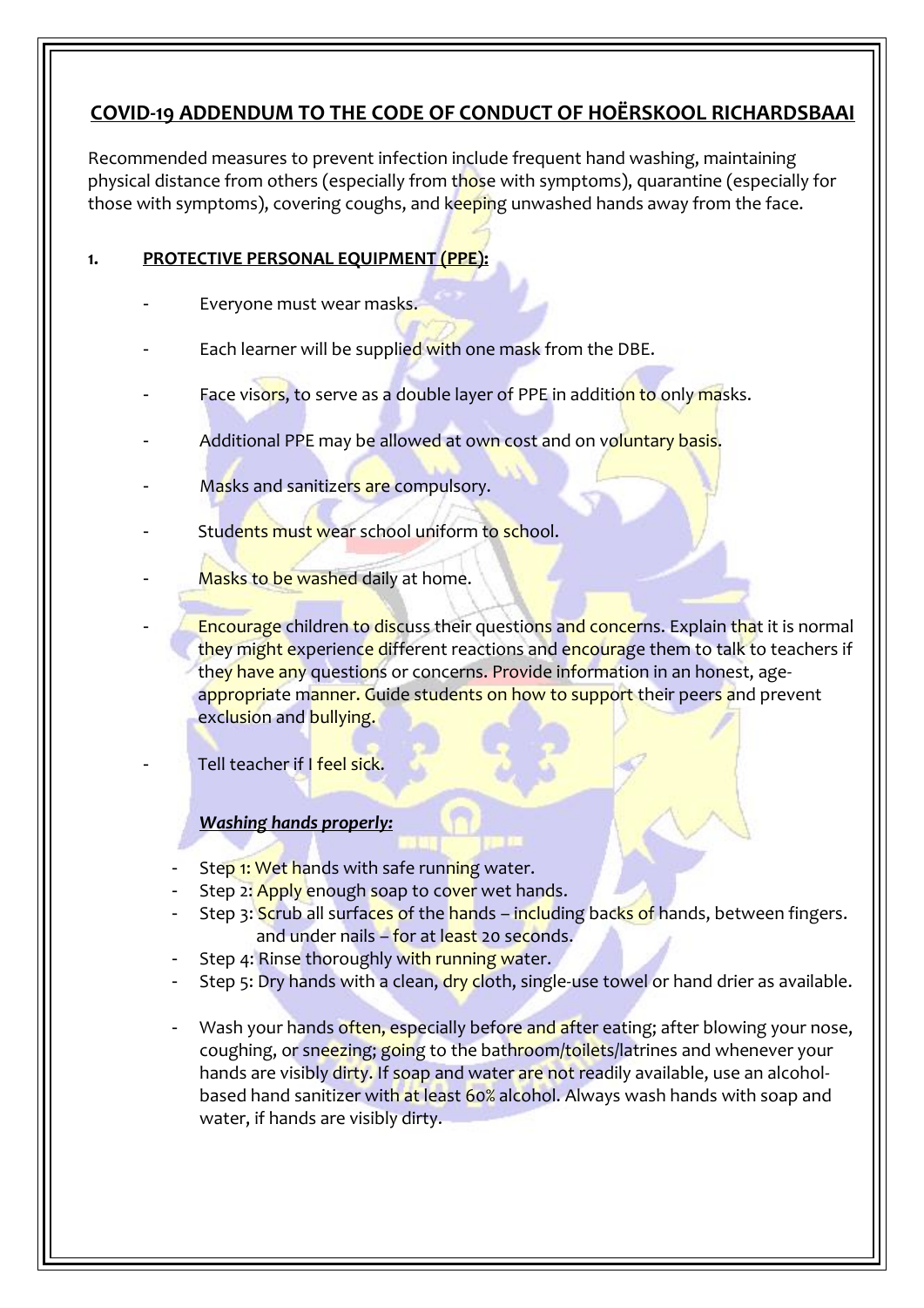# COVID-19 ADDENDUM TO THE CODE OF CONDUCT OF HOËRSKOOL RICHARDSBAAI

Recommended measures to prevent infection include frequent hand washing, maintaining physical distance from others (especially from those with symptoms), quarantine (especially for those with symptoms), covering coughs, and keeping unwashed hands away from the face.

## 1. PROTECTIVE PERSONAL EQUIPMENT (PPE):

- Everyone must wear masks.
- Each learner will be supplied with one mask from the DBE.
- Face visors, to serve as a double layer of PPE in addition to only masks.
- Additional PPE may be allowed at own cost and on voluntary basis.
- Masks and sanitizers are compulsory.
- Students must wear school uniform to school.
- Masks to be washed daily at home.
- Encourage children to discuss their questions and concerns. Explain that it is normal they might experience different reactions and encourage them to talk to teachers if they have any questions or concerns. Provide information in an honest, age-appropriate manner. Guide students on how to support their peers and prevent exclusion and bullying.
- Tell teacher if I feel sick.

***Washing hands properly:***

- Step 1: Wet hands with safe running water.
- Step 2: Apply enough soap to cover wet hands.
- Step 3: Scrub all surfaces of the hands – including backs of hands, between fingers. and under nails – for at least 20 seconds.
- Step 4: Rinse thoroughly with running water.
- Step 5: Dry hands with a clean, dry cloth, single-use towel or hand drier as available.

- Wash your hands often, especially before and after eating; after blowing your nose, coughing, or sneezing; going to the bathroom/toilets/latrines and whenever your hands are visibly dirty. If soap and water are not readily available, use an alcohol-based hand sanitizer with at least 60% alcohol. Always wash hands with soap and water, if hands are visibly dirty.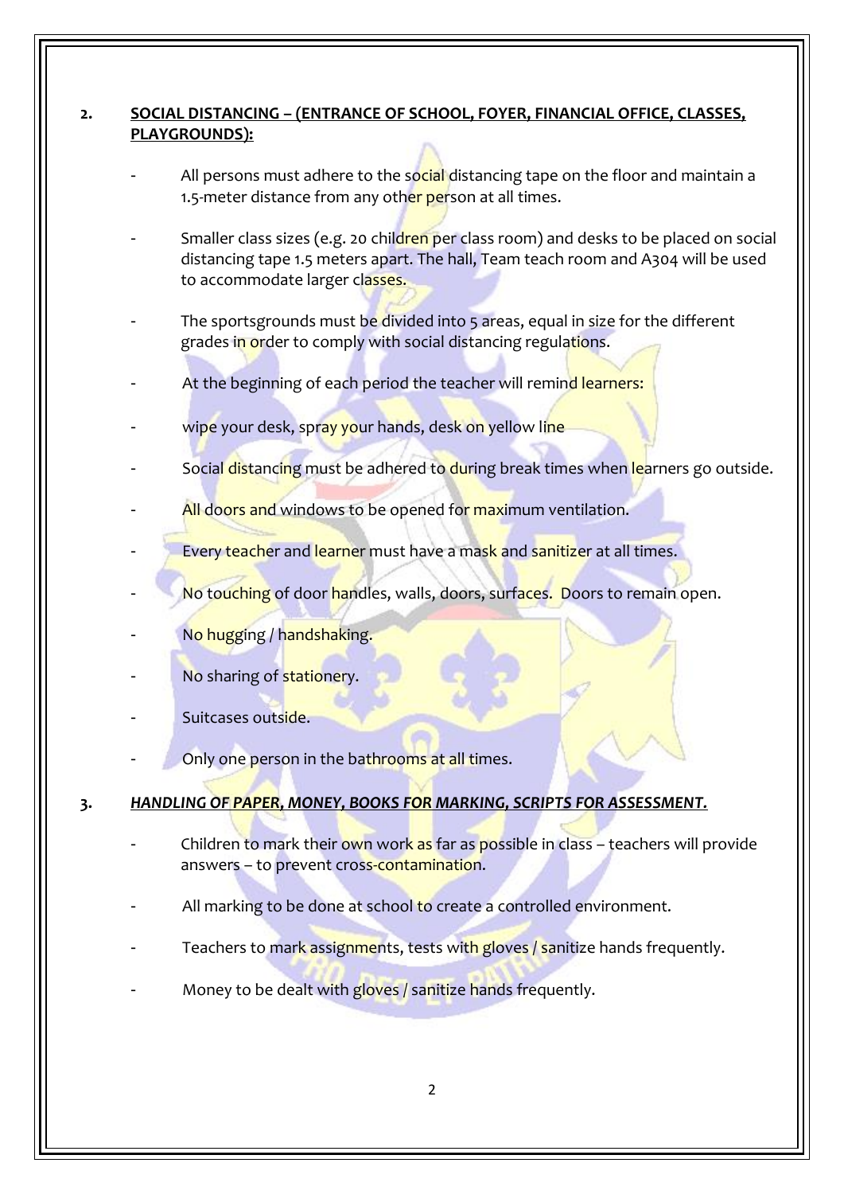## 2. SOCIAL DISTANCING – (ENTRANCE OF SCHOOL, FOYER, FINANCIAL OFFICE, CLASSES, PLAYGROUNDS):

- All persons must adhere to the social distancing tape on the floor and maintain a 1.5-meter distance from any other person at all times.
- Smaller class sizes (e.g. 20 children per class room) and desks to be placed on social distancing tape 1.5 meters apart. The hall, Team teach room and A304 will be used to accommodate larger classes.
- The sportsgrounds must be divided into 5 areas, equal in size for the different grades in order to comply with social distancing regulations.
- At the beginning of each period the teacher will remind learners:
- wipe your desk, spray your hands, desk on yellow line
- Social distancing must be adhered to during break times when learners go outside.
- All doors and windows to be opened for maximum ventilation.
- Every teacher and learner must have a mask and sanitizer at all times.
- No touching of door handles, walls, doors, surfaces. Doors to remain open.
- No hugging / handshaking.
- No sharing of stationery.
- Suitcases outside.
- Only one person in the bathrooms at all times.

## 3. *HANDLING OF PAPER, MONEY, BOOKS FOR MARKING, SCRIPTS FOR ASSESSMENT.*

- Children to mark their own work as far as possible in class – teachers will provide answers – to prevent cross-contamination.
- All marking to be done at school to create a controlled environment.
- Teachers to mark assignments, tests with gloves / sanitize hands frequently.
- Money to be dealt with gloves / sanitize hands frequently.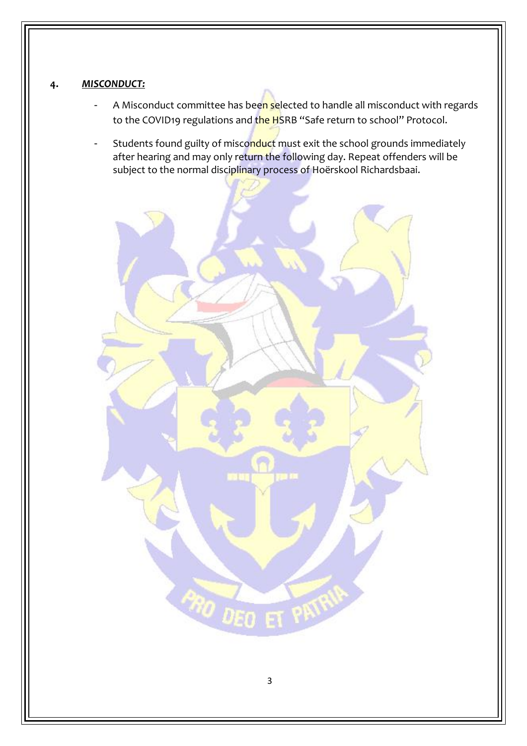## 4. ***MISCONDUCT:***

- A Misconduct committee has been selected to handle all misconduct with regards to the COVID19 regulations and the HSRB "Safe return to school" Protocol.
- Students found guilty of misconduct must exit the school grounds immediately after hearing and may only return the following day. Repeat offenders will be subject to the normal disciplinary process of Hoërskool Richardsbaai.